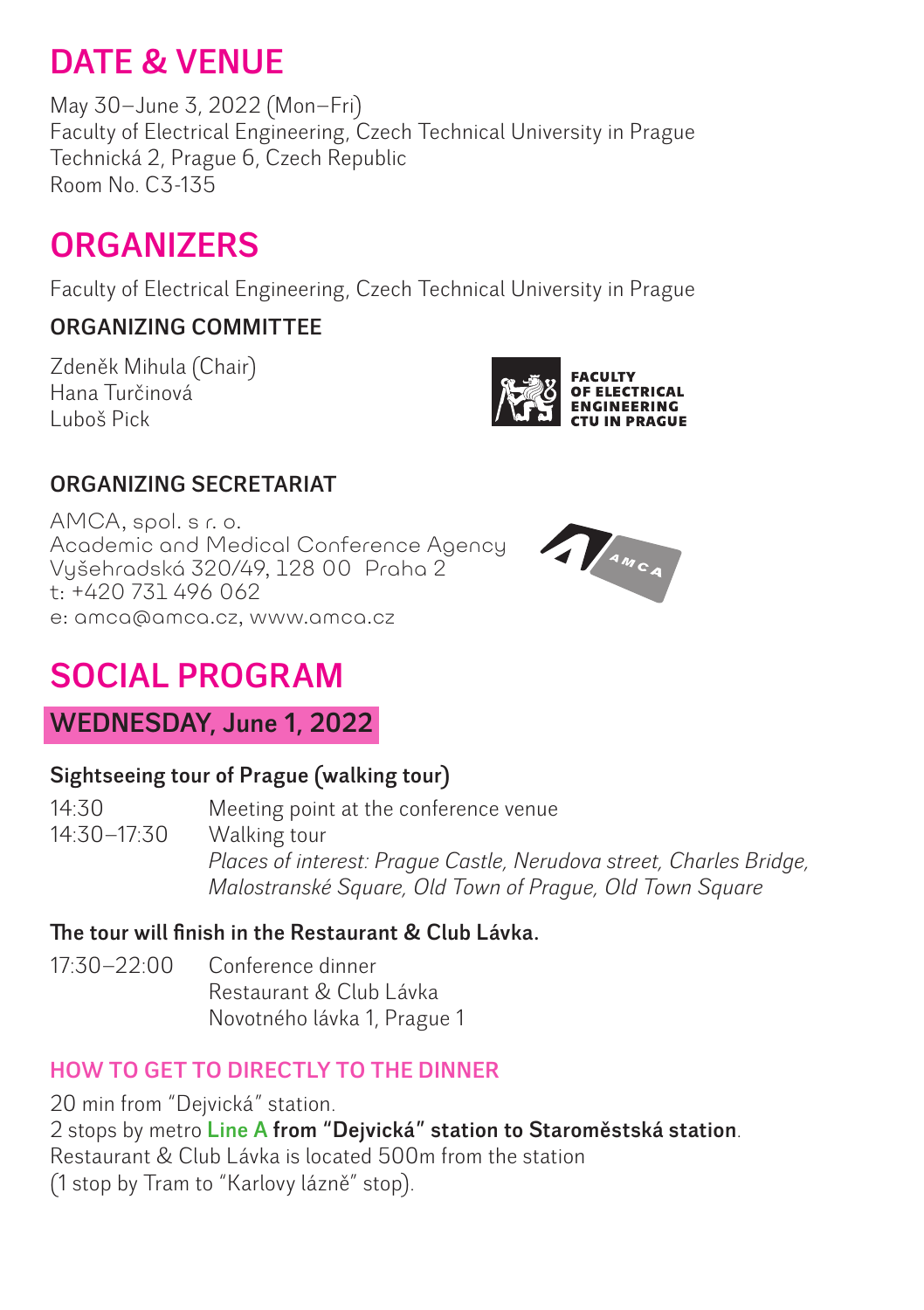# DATE & VENUE

May 30–June 3, 2022 (Mon–Fri)
Faculty of Electrical Engineering, Czech Technical University in Prague
Technická 2, Prague 6, Czech Republic
Room No. C3-135

# ORGANIZERS

Faculty of Electrical Engineering, Czech Technical University in Prague

### ORGANIZING COMMITTEE

Zdeněk Mihula (Chair)
Hana Turčinová
Luboš Pick

FACULTY OF ELECTRICAL ENGINEERING CTU IN PRAGUE

### ORGANIZING SECRETARIAT

AMCA, spol. s r. o.
Academic and Medical Conference Agency
Vyšehradská 320/49, 128 00 Praha 2
t: +420 731 496 062
e: amca@amca.cz, www.amca.cz

# SOCIAL PROGRAM

## WEDNESDAY, June 1, 2022

### Sightseeing tour of Prague (walking tour)

| | |
|---|---|
| 14:30 | Meeting point at the conference venue |
| 14:30–17:30 | Walking tour<br>*Places of interest: Prague Castle, Nerudova street, Charles Bridge, Malostranské Square, Old Town of Prague, Old Town Square* |

### The tour will finish in the Restaurant & Club Lávka.

| | |
|---|---|
| 17:30–22:00 | Conference dinner<br>Restaurant & Club Lávka<br>Novotného lávka 1, Prague 1 |

### HOW TO GET TO DIRECTLY TO THE DINNER

20 min from "Dejvická" station.
2 stops by metro **Line A from "Dejvická" station to Staroměstská station**.
Restaurant & Club Lávka is located 500m from the station
(1 stop by Tram to "Karlovy lázně" stop).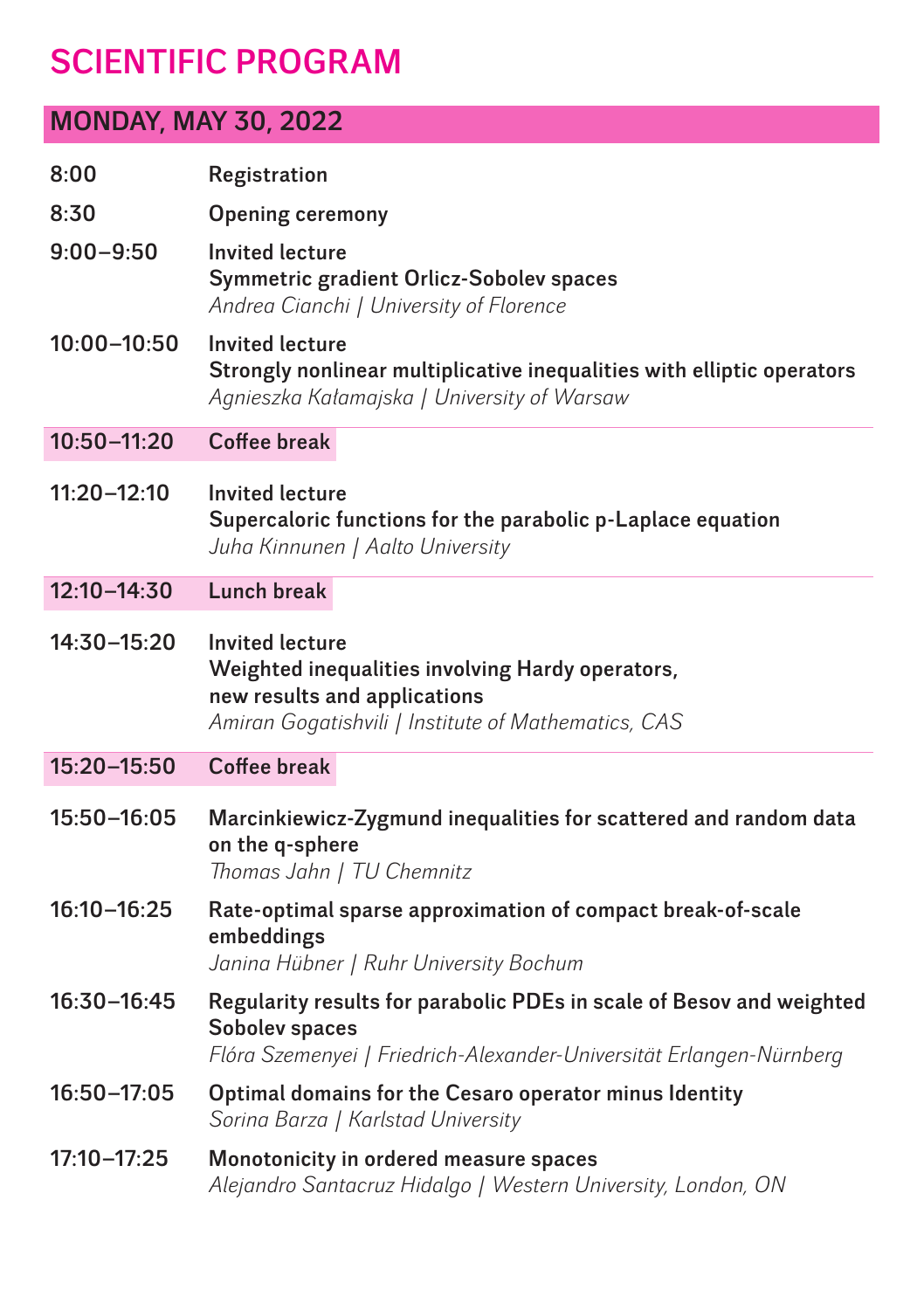# SCIENTIFIC PROGRAM

## MONDAY, MAY 30, 2022

| | |
|---|---|
| 8:00 | Registration |
| 8:30 | Opening ceremony |
| 9:00–9:50 | **Invited lecture**<br>**Symmetric gradient Orlicz-Sobolev spaces**<br>*Andrea Cianchi \| University of Florence* |
| 10:00–10:50 | **Invited lecture**<br>**Strongly nonlinear multiplicative inequalities with elliptic operators**<br>*Agnieszka Kałamajska \| University of Warsaw* |
| 10:50–11:20 | Coffee break |
| 11:20–12:10 | **Invited lecture**<br>**Supercaloric functions for the parabolic p-Laplace equation**<br>*Juha Kinnunen \| Aalto University* |
| 12:10–14:30 | Lunch break |
| 14:30–15:20 | **Invited lecture**<br>**Weighted inequalities involving Hardy operators, new results and applications**<br>*Amiran Gogatishvili \| Institute of Mathematics, CAS* |
| 15:20–15:50 | Coffee break |
| 15:50–16:05 | **Marcinkiewicz-Zygmund inequalities for scattered and random data on the q-sphere**<br>*Thomas Jahn \| TU Chemnitz* |
| 16:10–16:25 | **Rate-optimal sparse approximation of compact break-of-scale embeddings**<br>*Janina Hübner \| Ruhr University Bochum* |
| 16:30–16:45 | **Regularity results for parabolic PDEs in scale of Besov and weighted Sobolev spaces**<br>*Flóra Szemenyei \| Friedrich-Alexander-Universität Erlangen-Nürnberg* |
| 16:50–17:05 | **Optimal domains for the Cesaro operator minus Identity**<br>*Sorina Barza \| Karlstad University* |
| 17:10–17:25 | **Monotonicity in ordered measure spaces**<br>*Alejandro Santacruz Hidalgo \| Western University, London, ON* |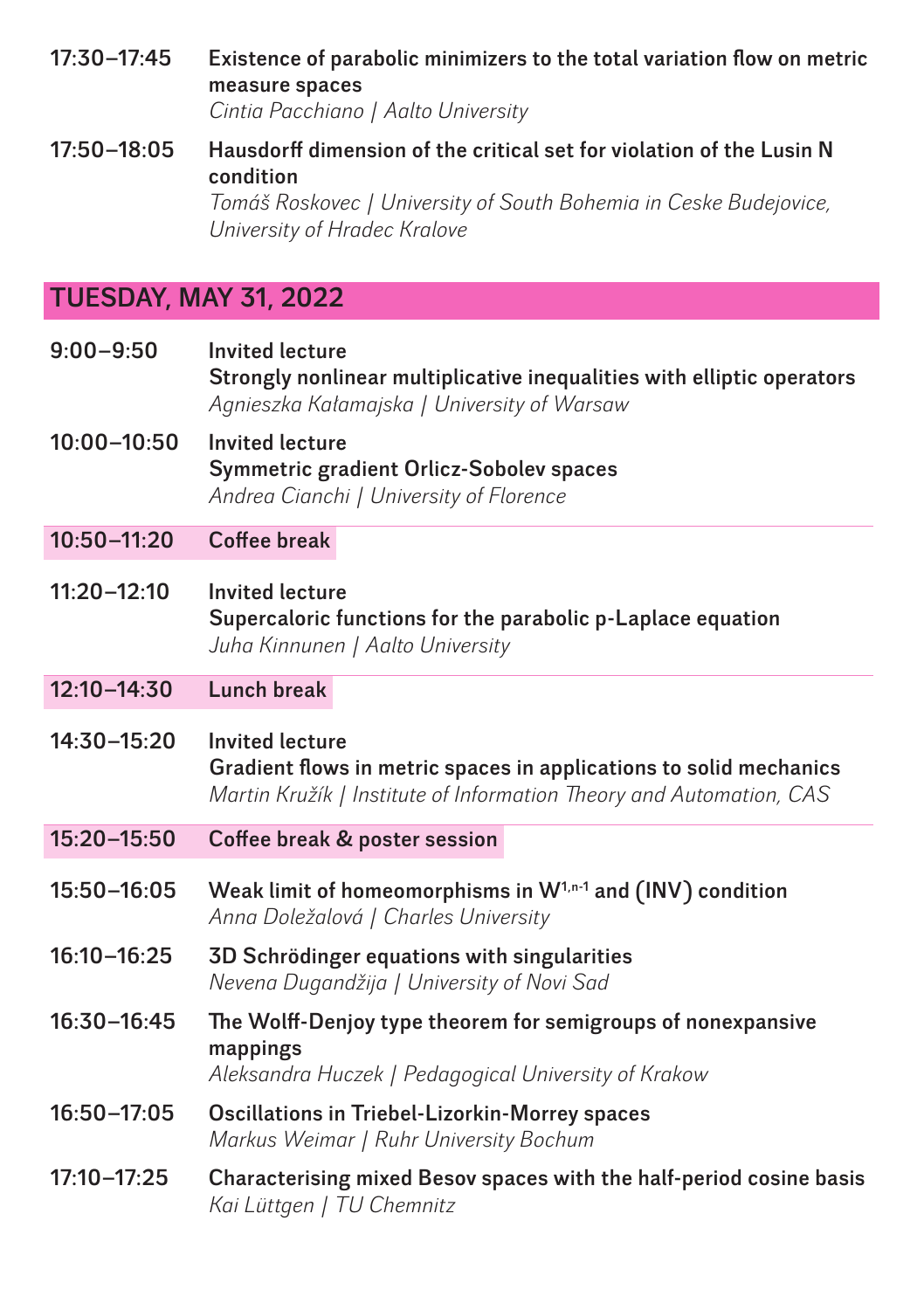**17:30–17:45** **Existence of parabolic minimizers to the total variation flow on metric measure spaces**
*Cintia Pacchiano | Aalto University*

**17:50–18:05** **Hausdorff dimension of the critical set for violation of the Lusin N condition**
*Tomáš Roskovec | University of South Bohemia in Ceske Budejovice, University of Hradec Kralove*

## TUESDAY, MAY 31, 2022

**9:00–9:50** **Invited lecture**
**Strongly nonlinear multiplicative inequalities with elliptic operators**
*Agnieszka Kałamajska | University of Warsaw*

**10:00–10:50** **Invited lecture**
**Symmetric gradient Orlicz-Sobolev spaces**
*Andrea Cianchi | University of Florence*

**10:50–11:20** **Coffee break**

**11:20–12:10** **Invited lecture**
**Supercaloric functions for the parabolic p-Laplace equation**
*Juha Kinnunen | Aalto University*

**12:10–14:30** **Lunch break**

**14:30–15:20** **Invited lecture**
**Gradient flows in metric spaces in applications to solid mechanics**
*Martin Kružík | Institute of Information Theory and Automation, CAS*

**15:20–15:50** **Coffee break & poster session**

**15:50–16:05** **Weak limit of homeomorphisms in $W^{1,n-1}$ and (INV) condition**
*Anna Doležalová | Charles University*

**16:10–16:25** **3D Schrödinger equations with singularities**
*Nevena Dugandžija | University of Novi Sad*

**16:30–16:45** **The Wolff-Denjoy type theorem for semigroups of nonexpansive mappings**
*Aleksandra Huczek | Pedagogical University of Krakow*

**16:50–17:05** **Oscillations in Triebel-Lizorkin-Morrey spaces**
*Markus Weimar | Ruhr University Bochum*

**17:10–17:25** **Characterising mixed Besov spaces with the half-period cosine basis**
*Kai Lüttgen | TU Chemnitz*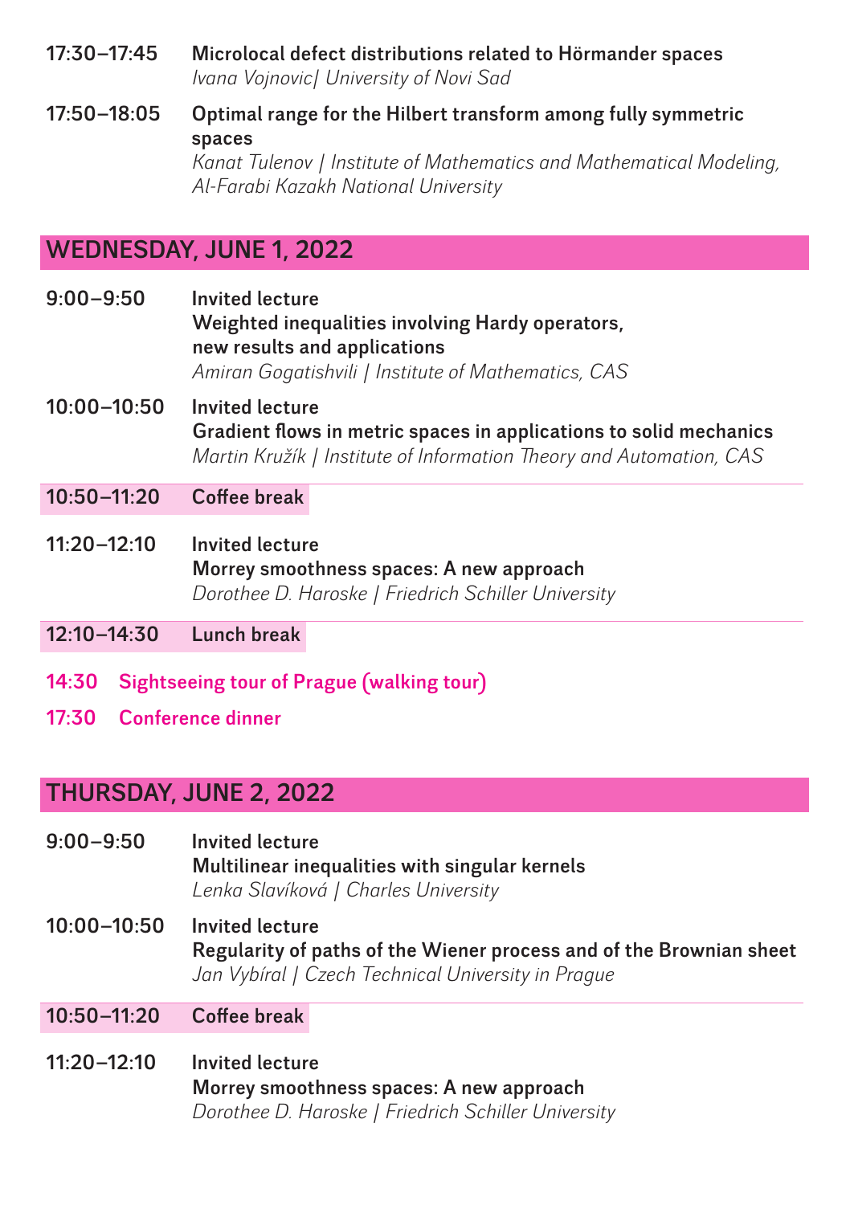**17:30–17:45** **Microlocal defect distributions related to Hörmander spaces**
*Ivana Vojnovic| University of Novi Sad*

**17:50–18:05** **Optimal range for the Hilbert transform among fully symmetric spaces**
*Kanat Tulenov | Institute of Mathematics and Mathematical Modeling, Al-Farabi Kazakh National University*

## WEDNESDAY, JUNE 1, 2022

**9:00–9:50** **Invited lecture**
**Weighted inequalities involving Hardy operators, new results and applications**
*Amiran Gogatishvili | Institute of Mathematics, CAS*

**10:00–10:50** **Invited lecture**
**Gradient flows in metric spaces in applications to solid mechanics**
*Martin Kružík | Institute of Information Theory and Automation, CAS*

**10:50–11:20** **Coffee break**

**11:20–12:10** **Invited lecture**
**Morrey smoothness spaces: A new approach**
*Dorothee D. Haroske | Friedrich Schiller University*

**12:10–14:30** **Lunch break**

**14:30** **Sightseeing tour of Prague (walking tour)**

**17:30** **Conference dinner**

## THURSDAY, JUNE 2, 2022

**9:00–9:50** **Invited lecture**
**Multilinear inequalities with singular kernels**
*Lenka Slavíková | Charles University*

**10:00–10:50** **Invited lecture**
**Regularity of paths of the Wiener process and of the Brownian sheet**
*Jan Vybíral | Czech Technical University in Prague*

**10:50–11:20** **Coffee break**

**11:20–12:10** **Invited lecture**
**Morrey smoothness spaces: A new approach**
*Dorothee D. Haroske | Friedrich Schiller University*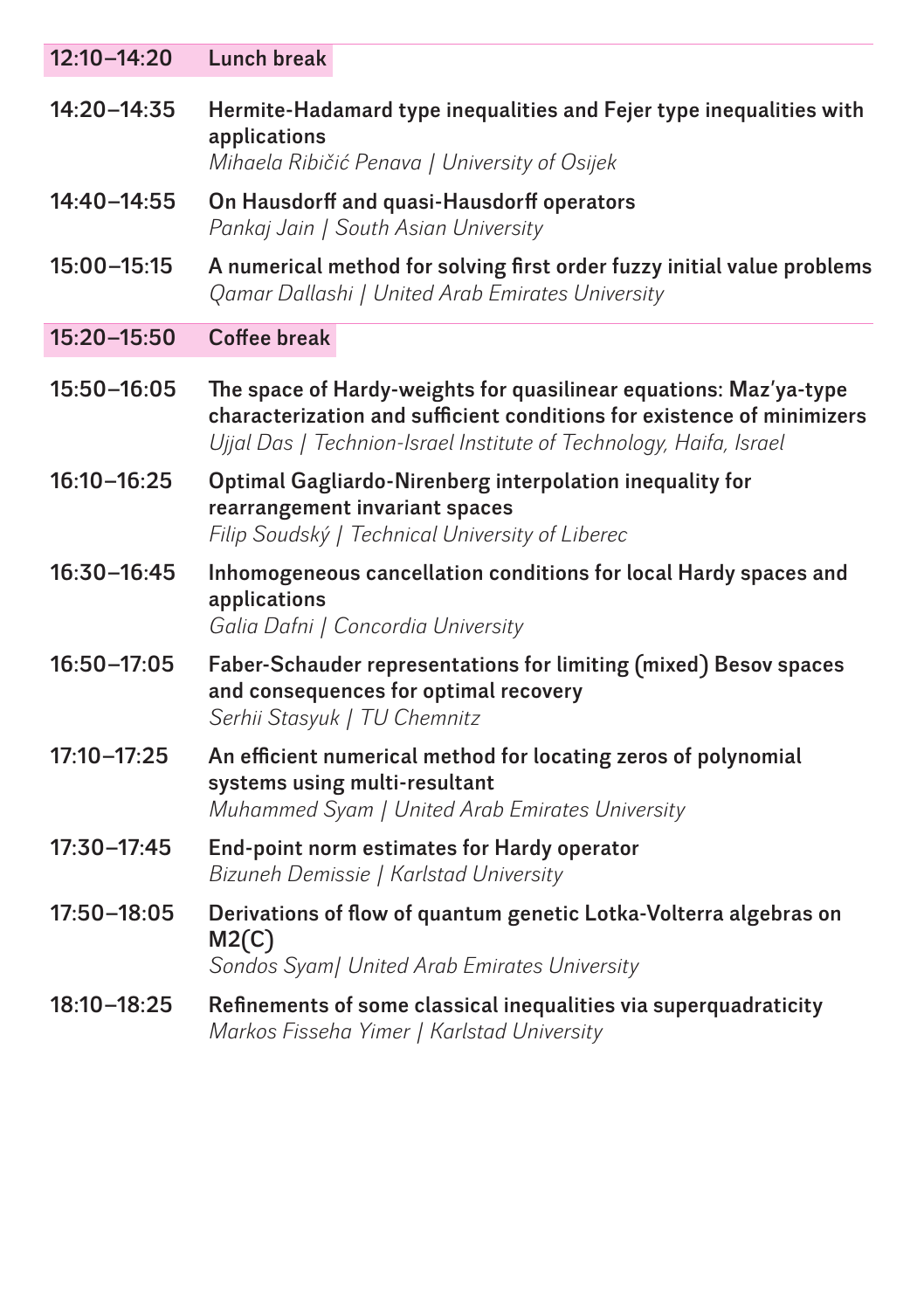| | |
|---|---|
| 12:10–14:20 | **Lunch break** |
| 14:20–14:35 | **Hermite-Hadamard type inequalities and Fejer type inequalities with applications**<br>*Mihaela Ribičić Penava \| University of Osijek* |
| 14:40–14:55 | **On Hausdorff and quasi-Hausdorff operators**<br>*Pankaj Jain \| South Asian University* |
| 15:00–15:15 | **A numerical method for solving first order fuzzy initial value problems**<br>*Qamar Dallashi \| United Arab Emirates University* |
| 15:20–15:50 | **Coffee break** |
| 15:50–16:05 | **The space of Hardy-weights for quasilinear equations: Maz'ya-type characterization and sufficient conditions for existence of minimizers**<br>*Ujjal Das \| Technion-Israel Institute of Technology, Haifa, Israel* |
| 16:10–16:25 | **Optimal Gagliardo-Nirenberg interpolation inequality for rearrangement invariant spaces**<br>*Filip Soudský \| Technical University of Liberec* |
| 16:30–16:45 | **Inhomogeneous cancellation conditions for local Hardy spaces and applications**<br>*Galia Dafni \| Concordia University* |
| 16:50–17:05 | **Faber-Schauder representations for limiting (mixed) Besov spaces and consequences for optimal recovery**<br>*Serhii Stasyuk \| TU Chemnitz* |
| 17:10–17:25 | **An efficient numerical method for locating zeros of polynomial systems using multi-resultant**<br>*Muhammed Syam \| United Arab Emirates University* |
| 17:30–17:45 | **End-point norm estimates for Hardy operator**<br>*Bizuneh Demissie \| Karlstad University* |
| 17:50–18:05 | **Derivations of flow of quantum genetic Lotka-Volterra algebras on M2(C)**<br>*Sondos Syam\| United Arab Emirates University* |
| 18:10–18:25 | **Refinements of some classical inequalities via superquadraticity**<br>*Markos Fisseha Yimer \| Karlstad University* |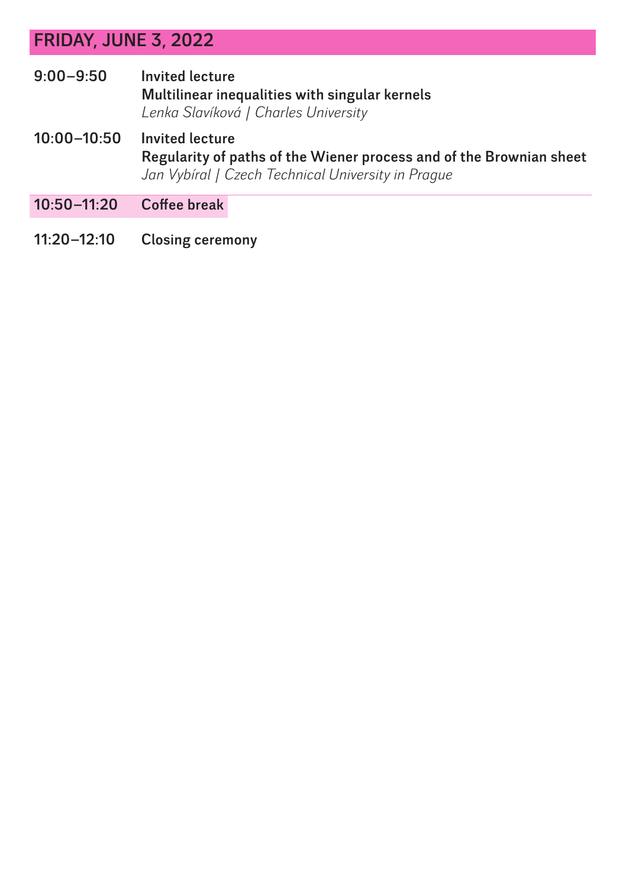## FRIDAY, JUNE 3, 2022

| | |
|---|---|
| 9:00–9:50 | **Invited lecture**<br>**Multilinear inequalities with singular kernels**<br>*Lenka Slavíková \| Charles University* |
| 10:00–10:50 | **Invited lecture**<br>**Regularity of paths of the Wiener process and of the Brownian sheet**<br>*Jan Vybíral \| Czech Technical University in Prague* |
| 10:50–11:20 | **Coffee break** |
| 11:20–12:10 | **Closing ceremony** |